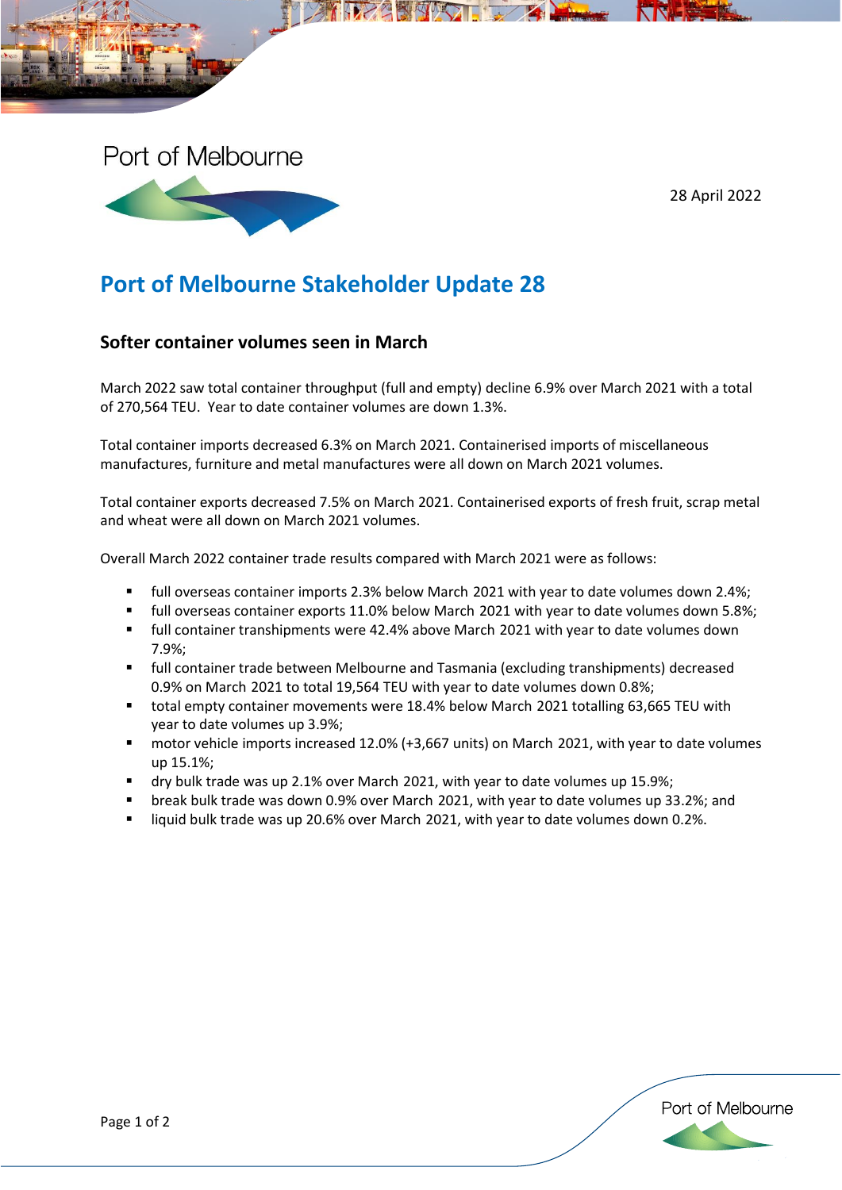Port of Melbourne

28 April 2022

# Port of Melbourne Stakeholder Update 28

## Softer container volumes seen in March

March 2022 saw total container throughput (full and empty) decline 6.9% over March 2021 with a total of 270,564 TEU. Year to date container volumes are down 1.3%.

Total container imports decreased 6.3% on March 2021. Containerised imports of miscellaneous manufactures, furniture and metal manufactures were all down on March 2021 volumes.

Total container exports decreased 7.5% on March 2021. Containerised exports of fresh fruit, scrap metal and wheat were all down on March 2021 volumes.

Overall March 2022 container trade results compared with March 2021 were as follows:

- full overseas container imports 2.3% below March 2021 with year to date volumes down 2.4%;
- full overseas container exports 11.0% below March 2021 with year to date volumes down 5.8%;
- full container transhipments were 42.4% above March 2021 with year to date volumes down 7.9%;
- full container trade between Melbourne and Tasmania (excluding transhipments) decreased 0.9% on March 2021 to total 19,564 TEU with year to date volumes down 0.8%;
- total empty container movements were 18.4% below March 2021 totalling 63,665 TEU with year to date volumes up 3.9%;
- motor vehicle imports increased 12.0% (+3,667 units) on March 2021, with year to date volumes up 15.1%;
- dry bulk trade was up 2.1% over March 2021, with year to date volumes up 15.9%;
- break bulk trade was down 0.9% over March 2021, with year to date volumes up 33.2%; and
- liquid bulk trade was up 20.6% over March 2021, with year to date volumes down 0.2%.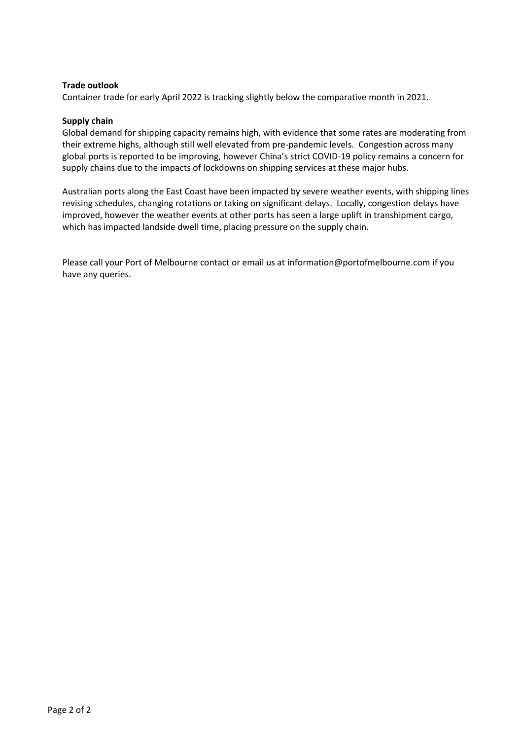**Trade outlook**

Container trade for early April 2022 is tracking slightly below the comparative month in 2021.

**Supply chain**

Global demand for shipping capacity remains high, with evidence that some rates are moderating from their extreme highs, although still well elevated from pre-pandemic levels. Congestion across many global ports is reported to be improving, however China's strict COVID-19 policy remains a concern for supply chains due to the impacts of lockdowns on shipping services at these major hubs.

Australian ports along the East Coast have been impacted by severe weather events, with shipping lines revising schedules, changing rotations or taking on significant delays. Locally, congestion delays have improved, however the weather events at other ports has seen a large uplift in transhipment cargo, which has impacted landside dwell time, placing pressure on the supply chain.

Please call your Port of Melbourne contact or email us at information@portofmelbourne.com if you have any queries.